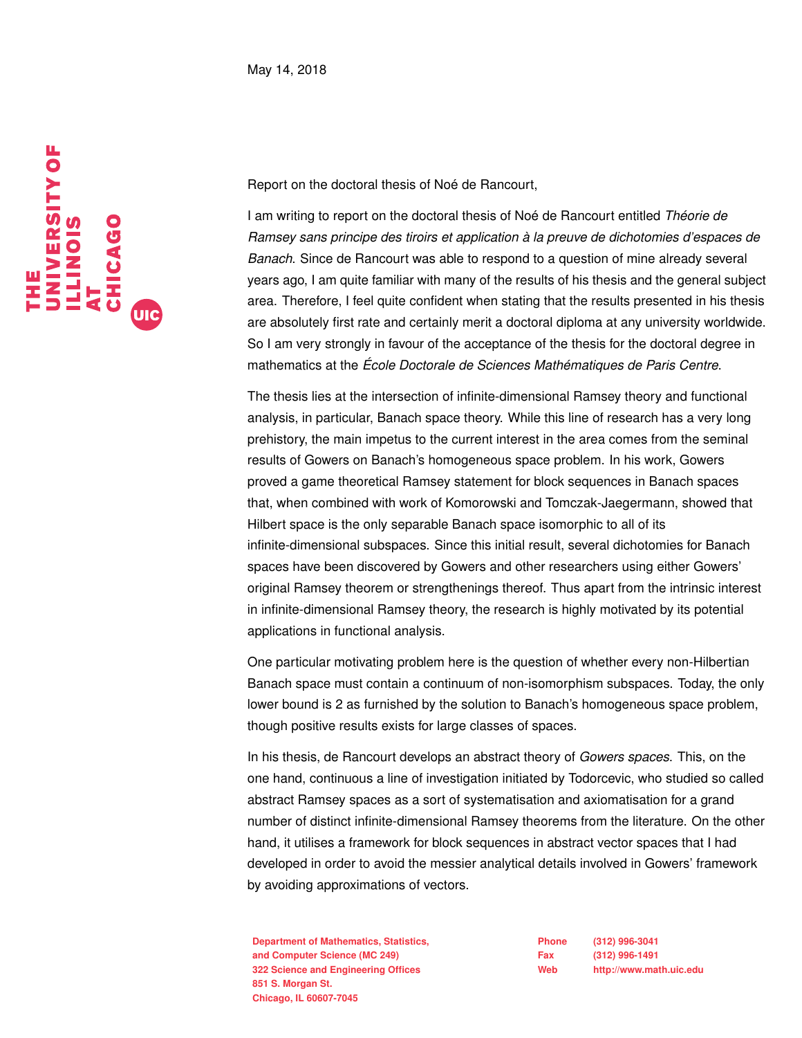May 14, 2018

Report on the doctoral thesis of Noé de Rancourt,

I am writing to report on the doctoral thesis of Noé de Rancourt entitled *Théorie de Ramsey sans principe des tiroirs et application à la preuve de dichotomies d'espaces de Banach*. Since de Rancourt was able to respond to a question of mine already several years ago, I am quite familiar with many of the results of his thesis and the general subject area. Therefore, I feel quite confident when stating that the results presented in his thesis are absolutely first rate and certainly merit a doctoral diploma at any university worldwide. So I am very strongly in favour of the acceptance of the thesis for the doctoral degree in mathematics at the *École Doctorale de Sciences Mathématiques de Paris Centre*.

The thesis lies at the intersection of infinite-dimensional Ramsey theory and functional analysis, in particular, Banach space theory. While this line of research has a very long prehistory, the main impetus to the current interest in the area comes from the seminal results of Gowers on Banach's homogeneous space problem. In his work, Gowers proved a game theoretical Ramsey statement for block sequences in Banach spaces that, when combined with work of Komorowski and Tomczak-Jaegermann, showed that Hilbert space is the only separable Banach space isomorphic to all of its infinite-dimensional subspaces. Since this initial result, several dichotomies for Banach spaces have been discovered by Gowers and other researchers using either Gowers' original Ramsey theorem or strengthenings thereof. Thus apart from the intrinsic interest in infinite-dimensional Ramsey theory, the research is highly motivated by its potential applications in functional analysis.

One particular motivating problem here is the question of whether every non-Hilbertian Banach space must contain a continuum of non-isomorphism subspaces. Today, the only lower bound is 2 as furnished by the solution to Banach's homogeneous space problem, though positive results exists for large classes of spaces.

In his thesis, de Rancourt develops an abstract theory of *Gowers spaces*. This, on the one hand, continuous a line of investigation initiated by Todorcevic, who studied so called abstract Ramsey spaces as a sort of systematisation and axiomatisation for a grand number of distinct infinite-dimensional Ramsey theorems from the literature. On the other hand, it utilises a framework for block sequences in abstract vector spaces that I had developed in order to avoid the messier analytical details involved in Gowers' framework by avoiding approximations of vectors.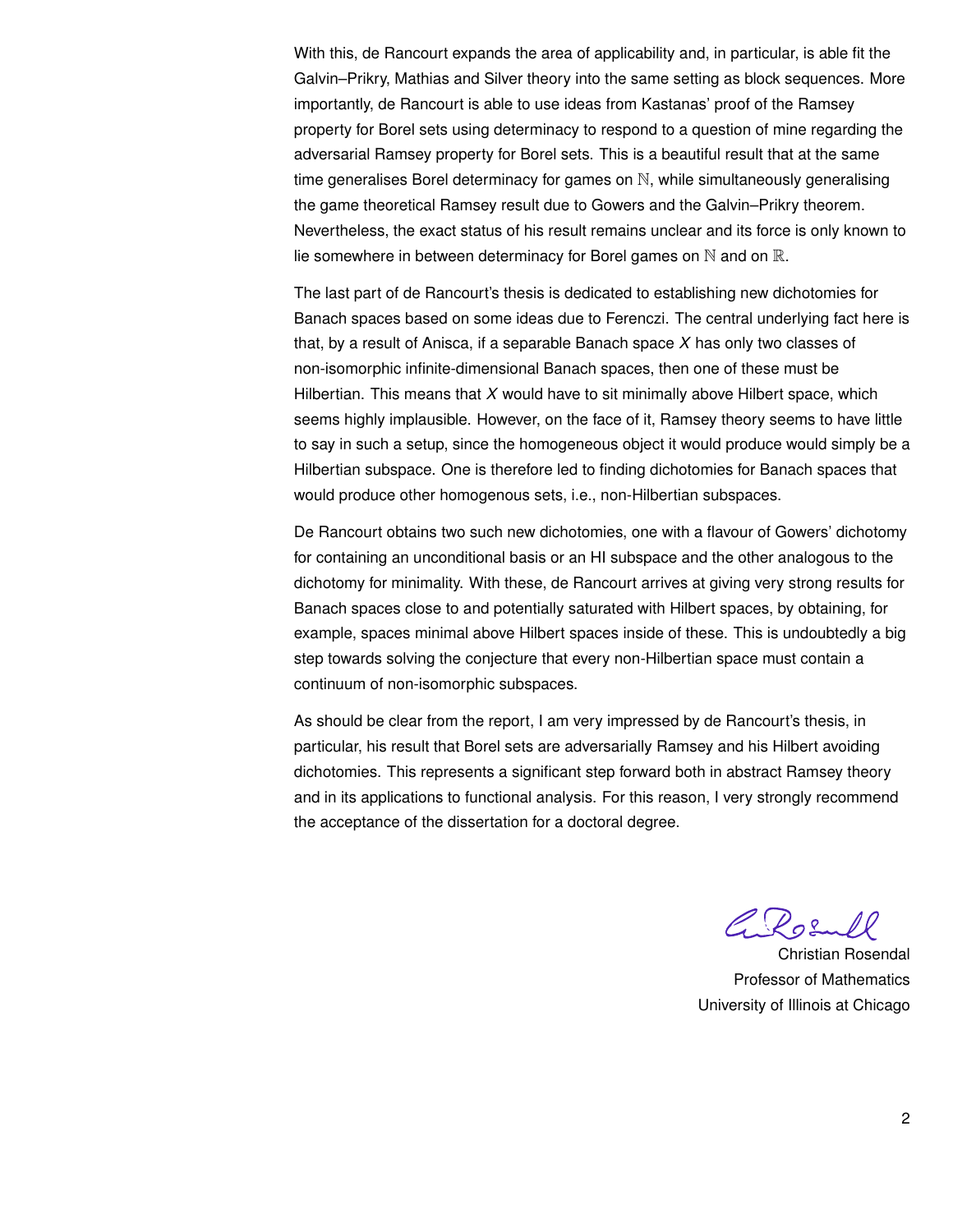With this, de Rancourt expands the area of applicability and, in particular, is able fit the Galvin–Prikry, Mathias and Silver theory into the same setting as block sequences. More importantly, de Rancourt is able to use ideas from Kastanas' proof of the Ramsey property for Borel sets using determinacy to respond to a question of mine regarding the adversarial Ramsey property for Borel sets. This is a beautiful result that at the same time generalises Borel determinacy for games on $\mathbb{N}$, while simultaneously generalising the game theoretical Ramsey result due to Gowers and the Galvin–Prikry theorem. Nevertheless, the exact status of his result remains unclear and its force is only known to lie somewhere in between determinacy for Borel games on $\mathbb{N}$ and on $\mathbb{R}$.

The last part of de Rancourt's thesis is dedicated to establishing new dichotomies for Banach spaces based on some ideas due to Ferenczi. The central underlying fact here is that, by a result of Anisca, if a separable Banach space $X$ has only two classes of non-isomorphic infinite-dimensional Banach spaces, then one of these must be Hilbertian. This means that $X$ would have to sit minimally above Hilbert space, which seems highly implausible. However, on the face of it, Ramsey theory seems to have little to say in such a setup, since the homogeneous object it would produce would simply be a Hilbertian subspace. One is therefore led to finding dichotomies for Banach spaces that would produce other homogenous sets, i.e., non-Hilbertian subspaces.

De Rancourt obtains two such new dichotomies, one with a flavour of Gowers' dichotomy for containing an unconditional basis or an HI subspace and the other analogous to the dichotomy for minimality. With these, de Rancourt arrives at giving very strong results for Banach spaces close to and potentially saturated with Hilbert spaces, by obtaining, for example, spaces minimal above Hilbert spaces inside of these. This is undoubtedly a big step towards solving the conjecture that every non-Hilbertian space must contain a continuum of non-isomorphic subspaces.

As should be clear from the report, I am very impressed by de Rancourt's thesis, in particular, his result that Borel sets are adversarially Ramsey and his Hilbert avoiding dichotomies. This represents a significant step forward both in abstract Ramsey theory and in its applications to functional analysis. For this reason, I very strongly recommend the acceptance of the dissertation for a doctoral degree.

Christian Rosendal
Professor of Mathematics
University of Illinois at Chicago